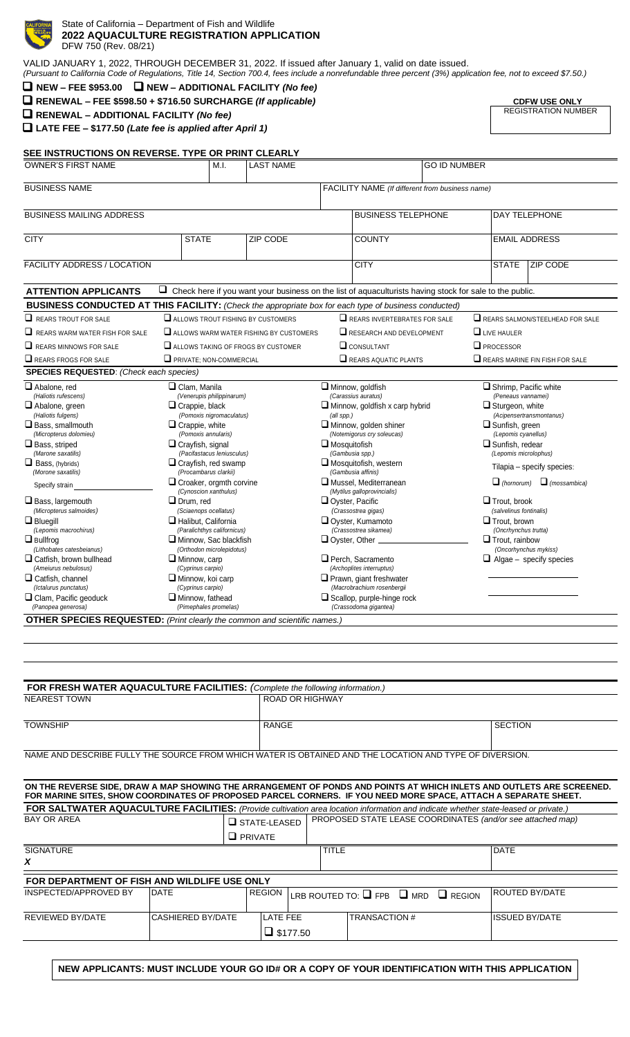State of California – Department of Fish and Wildlife

# 2022 AQUACULTURE REGISTRATION APPLICATION

DFW 750 (Rev. 08/21)

VALID JANUARY 1, 2022, THROUGH DECEMBER 31, 2022. If issued after January 1, valid on date issued.
*(Pursuant to California Code of Regulations, Title 14, Section 700.4, fees include a nonrefundable three percent (3%) application fee, not to exceed $7.50.)*

- ☐ **NEW – FEE $953.00** ☐ **NEW – ADDITIONAL FACILITY** *(No fee)*
- ☐ **RENEWAL – FEE $598.50 + $716.50 SURCHARGE** *(If applicable)*
- ☐ **RENEWAL – ADDITIONAL FACILITY** *(No fee)*
- ☐ **LATE FEE – $177.50** *(Late fee is applied after April 1)*

**CDFW USE ONLY**
REGISTRATION NUMBER

**SEE INSTRUCTIONS ON REVERSE. TYPE OR PRINT CLEARLY**

| OWNER'S FIRST NAME | M.I. | LAST NAME | GO ID NUMBER | |
|---|---|---|---|---|
| BUSINESS NAME | | FACILITY NAME *(If different from business name)* | | |
| BUSINESS MAILING ADDRESS | | BUSINESS TELEPHONE | DAY TELEPHONE | |
| CITY | STATE | ZIP CODE | COUNTY | EMAIL ADDRESS |
| FACILITY ADDRESS / LOCATION | | CITY | STATE | ZIP CODE |

**ATTENTION APPLICANTS** ☐ Check here if you want your business on the list of aquaculturists having stock for sale to the public.

**BUSINESS CONDUCTED AT THIS FACILITY:** *(Check the appropriate box for each type of business conducted)*

| | | | |
|---|---|---|---|
| ☐ REARS TROUT FOR SALE | ☐ ALLOWS TROUT FISHING BY CUSTOMERS | ☐ REARS INVERTEBRATES FOR SALE | ☐ REARS SALMON/STEELHEAD FOR SALE |
| ☐ REARS WARM WATER FISH FOR SALE | ☐ ALLOWS WARM WATER FISHING BY CUSTOMERS | ☐ RESEARCH AND DEVELOPMENT | ☐ LIVE HAULER |
| ☐ REARS MINNOWS FOR SALE | ☐ ALLOWS TAKING OF FROGS BY CUSTOMER | ☐ CONSULTANT | ☐ PROCESSOR |
| ☐ REARS FROGS FOR SALE | ☐ PRIVATE; NON-COMMERCIAL | ☐ REARS AQUATIC PLANTS | ☐ REARS MARINE FIN FISH FOR SALE |

**SPECIES REQUESTED:** *(Check each species)*

| | | | |
|---|---|---|---|
| ☐ Abalone, red *(Haliotis rufescens)* | ☐ Clam, Manila *(Venerupis philippinarum)* | ☐ Minnow, goldfish *(Carassius auratus)* | ☐ Shrimp, Pacific white *(Peneaus vannamei)* |
| ☐ Abalone, green *(Haliotis fulgens)* | ☐ Crappie, black *(Pomoxis nigromaculatus)* | ☐ Minnow, goldfish x carp hybrid *(all spp.)* | ☐ Sturgeon, white *(Acipensertransmontanus)* |
| ☐ Bass, smallmouth *(Micropterus dolomieu)* | ☐ Crappie, white *(Pomoxis annularis)* | ☐ Minnow, golden shiner *(Notemigorus cry soleucas)* | ☐ Sunfish, green *(Lepomis cyanellus)* |
| ☐ Bass, striped *(Marone saxatilis)* | ☐ Crayfish, signal *(Pacifastacus leniusculus)* | ☐ Mosquitofish *(Gambusia spp.)* | ☐ Sunfish, redear *(Lepomis microlophus)* |
| ☐ Bass, (hybrids) *(Morone saxatilis)* Specify strain ______ | ☐ Crayfish, red swamp *(Procambarus clarkii)* | ☐ Mosquitofish, western *(Gambusia affinis)* | Tilapia – specify species: |
| | ☐ Croaker, orgmth corvine *(Cynoscion xanthulus)* | ☐ Mussel, Mediterranean *(Mytilus galloprovincialis)* | ☐ *(hornorum)* ☐ *(mossambica)* |
| ☐ Bass, largemouth *(Micropterus salmoides)* | ☐ Drum, red *(Sciaenops ocellatus)* | ☐ Oyster, Pacific *(Crassostrea gigas)* | ☐ Trout, brook *(salvelinus fontinalis)* |
| ☐ Bluegill *(Lepomis macrochirus)* | ☐ Halibut, California *(Paralichthys californicus)* | ☐ Oyster, Kumamoto *(Crassostrea sikamea)* | ☐ Trout, brown *(Oncrhynchus trutta)* |
| ☐ Bullfrog *(Lithobates catesbeianus)* | ☐ Minnow, Sac blackfish *(Orthodon microlepidotus)* | ☐ Oyster, Other ______ | ☐ Trout, rainbow *(Oncorhynchus mykiss)* |
| ☐ Catfish, brown bullhead *(Ameiurus nebulosus)* | ☐ Minnow, carp *(Cyprinus carpio)* | ☐ Perch, Sacramento *(Archoplites interruptus)* | ☐ Algae – specify species ______ |
| ☐ Catfish, channel *(Ictalurus punctatus)* | ☐ Minnow, koi carp *(Cyprinus carpio)* | ☐ Prawn, giant freshwater *(Macrobrachium rosenbergii)* | ______ |
| ☐ Clam, Pacific geoduck *(Panopea generosa)* | ☐ Minnow, fathead *(Pimephales promelas)* | ☐ Scallop, purple-hinge rock *(Crassodoma gigantea)* | ______ |

**OTHER SPECIES REQUESTED:** *(Print clearly the common and scientific names.)*

**FOR FRESH WATER AQUACULTURE FACILITIES:** *(Complete the following information.)*

| NEAREST TOWN | ROAD OR HIGHWAY | |
|---|---|---|
| TOWNSHIP | RANGE | SECTION |

NAME AND DESCRIBE FULLY THE SOURCE FROM WHICH WATER IS OBTAINED AND THE LOCATION AND TYPE OF DIVERSION.

**ON THE REVERSE SIDE, DRAW A MAP SHOWING THE ARRANGEMENT OF PONDS AND POINTS AT WHICH INLETS AND OUTLETS ARE SCREENED. FOR MARINE SITES, SHOW COORDINATES OF PROPOSED PARCEL CORNERS. IF YOU NEED MORE SPACE, ATTACH A SEPARATE SHEET.**

**FOR SALTWATER AQUACULTURE FACILITIES:** *(Provide cultivation area location information and indicate whether state-leased or private.)*

| BAY OR AREA | ☐ STATE-LEASED ☐ PRIVATE | PROPOSED STATE LEASE COORDINATES *(and/or see attached map)* |
|---|---|---|

| SIGNATURE | TITLE | DATE |
|---|---|---|
| *X* | | |

**FOR DEPARTMENT OF FISH AND WILDLIFE USE ONLY**

| INSPECTED/APPROVED BY | DATE | REGION | LRB ROUTED TO: ☐ FPB ☐ MRD ☐ REGION | ROUTED BY/DATE |
|---|---|---|---|---|
| REVIEWED BY/DATE | CASHIERED BY/DATE | LATE FEE ☐ $177.50 | TRANSACTION # | ISSUED BY/DATE |

**NEW APPLICANTS: MUST INCLUDE YOUR GO ID# OR A COPY OF YOUR IDENTIFICATION WITH THIS APPLICATION**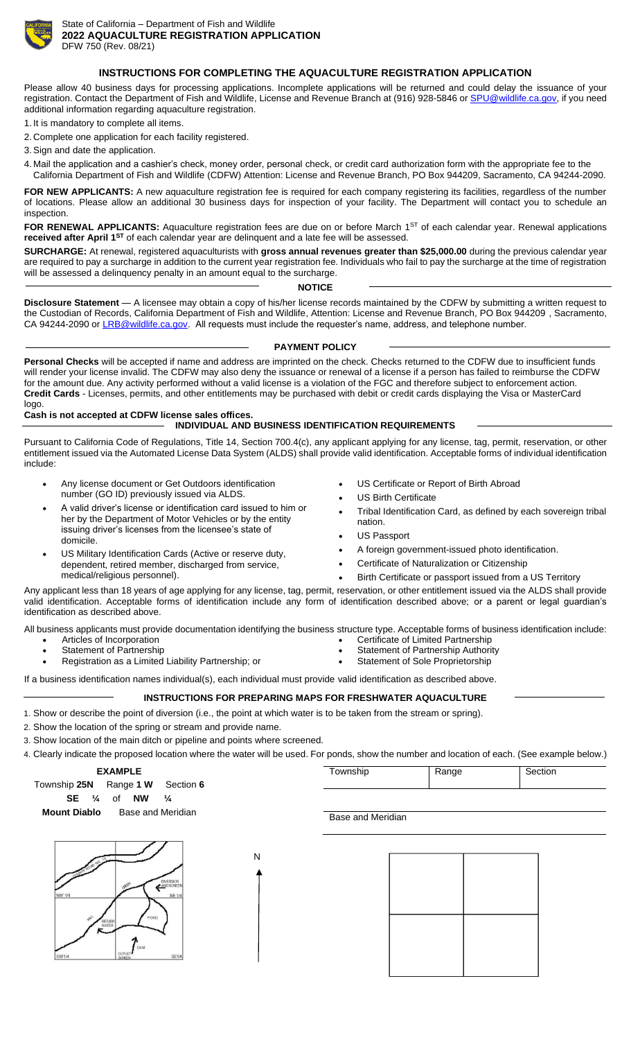State of California – Department of Fish and Wildlife
**2022 AQUACULTURE REGISTRATION APPLICATION**
DFW 750 (Rev. 08/21)

## INSTRUCTIONS FOR COMPLETING THE AQUACULTURE REGISTRATION APPLICATION

Please allow 40 business days for processing applications. Incomplete applications will be returned and could delay the issuance of your registration. Contact the Department of Fish and Wildlife, License and Revenue Branch at (916) 928-5846 or SPU@wildlife.ca.gov, if you need additional information regarding aquaculture registration.

1. It is mandatory to complete all items.
2. Complete one application for each facility registered.
3. Sign and date the application.
4. Mail the application and a cashier's check, money order, personal check, or credit card authorization form with the appropriate fee to the California Department of Fish and Wildlife (CDFW) Attention: License and Revenue Branch, PO Box 944209, Sacramento, CA 94244-2090.

**FOR NEW APPLICANTS:** A new aquaculture registration fee is required for each company registering its facilities, regardless of the number of locations. Please allow an additional 30 business days for inspection of your facility. The Department will contact you to schedule an inspection.

**FOR RENEWAL APPLICANTS:** Aquaculture registration fees are due on or before March 1ST of each calendar year. Renewal applications **received after April 1ST** of each calendar year are delinquent and a late fee will be assessed.

**SURCHARGE:** At renewal, registered aquaculturists with **gross annual revenues greater than $25,000.00** during the previous calendar year are required to pay a surcharge in addition to the current year registration fee. Individuals who fail to pay the surcharge at the time of registration will be assessed a delinquency penalty in an amount equal to the surcharge.

### NOTICE

**Disclosure Statement** — A licensee may obtain a copy of his/her license records maintained by the CDFW by submitting a written request to the Custodian of Records, California Department of Fish and Wildlife, Attention: License and Revenue Branch, PO Box 944209 , Sacramento, CA 94244-2090 or LRB@wildlife.ca.gov. All requests must include the requester's name, address, and telephone number.

### PAYMENT POLICY

**Personal Checks** will be accepted if name and address are imprinted on the check. Checks returned to the CDFW due to insufficient funds will render your license invalid. The CDFW may also deny the issuance or renewal of a license if a person has failed to reimburse the CDFW for the amount due. Any activity performed without a valid license is a violation of the FGC and therefore subject to enforcement action.
**Credit Cards** - Licenses, permits, and other entitlements may be purchased with debit or credit cards displaying the Visa or MasterCard logo.

**Cash is not accepted at CDFW license sales offices.**

### INDIVIDUAL AND BUSINESS IDENTIFICATION REQUIREMENTS

Pursuant to California Code of Regulations, Title 14, Section 700.4(c), any applicant applying for any license, tag, permit, reservation, or other entitlement issued via the Automated License Data System (ALDS) shall provide valid identification. Acceptable forms of individual identification include:

- Any license document or Get Outdoors identification number (GO ID) previously issued via ALDS.
- A valid driver's license or identification card issued to him or her by the Department of Motor Vehicles or by the entity issuing driver's licenses from the licensee's state of domicile.
- US Military Identification Cards (Active or reserve duty, dependent, retired member, discharged from service, medical/religious personnel).
- US Certificate or Report of Birth Abroad
- US Birth Certificate
- Tribal Identification Card, as defined by each sovereign tribal nation.
- US Passport
- A foreign government-issued photo identification.
- Certificate of Naturalization or Citizenship
- Birth Certificate or passport issued from a US Territory

Any applicant less than 18 years of age applying for any license, tag, permit, reservation, or other entitlement issued via the ALDS shall provide valid identification. Acceptable forms of identification include any form of identification described above; or a parent or legal guardian's identification as described above.

All business applicants must provide documentation identifying the business structure type. Acceptable forms of business identification include:

- Articles of Incorporation
- Statement of Partnership
- Registration as a Limited Liability Partnership; or
- Certificate of Limited Partnership
- Statement of Partnership Authority
- Statement of Sole Proprietorship

If a business identification names individual(s), each individual must provide valid identification as described above.

### INSTRUCTIONS FOR PREPARING MAPS FOR FRESHWATER AQUACULTURE

1. Show or describe the point of diversion (i.e., the point at which water is to be taken from the stream or spring).
2. Show the location of the spring or stream and provide name.
3. Show location of the main ditch or pipeline and points where screened.
4. Clearly indicate the proposed location where the water will be used. For ponds, show the number and location of each. (See example below.)

**EXAMPLE**

Township **25N** Range **1 W** Section **6**
**SE ¼** of **NW ¼**
**Mount Diablo** Base and Meridian

CREEK
DIVERSION AND SCREEN
NW 1/4
NE 1/4
POND
RETURN WATER
DAM
OUTLET SCREEN
SW1/4
SE1/4

N

| Township | Range | Section |
|---|---|---|
| | | |

Base and Meridian